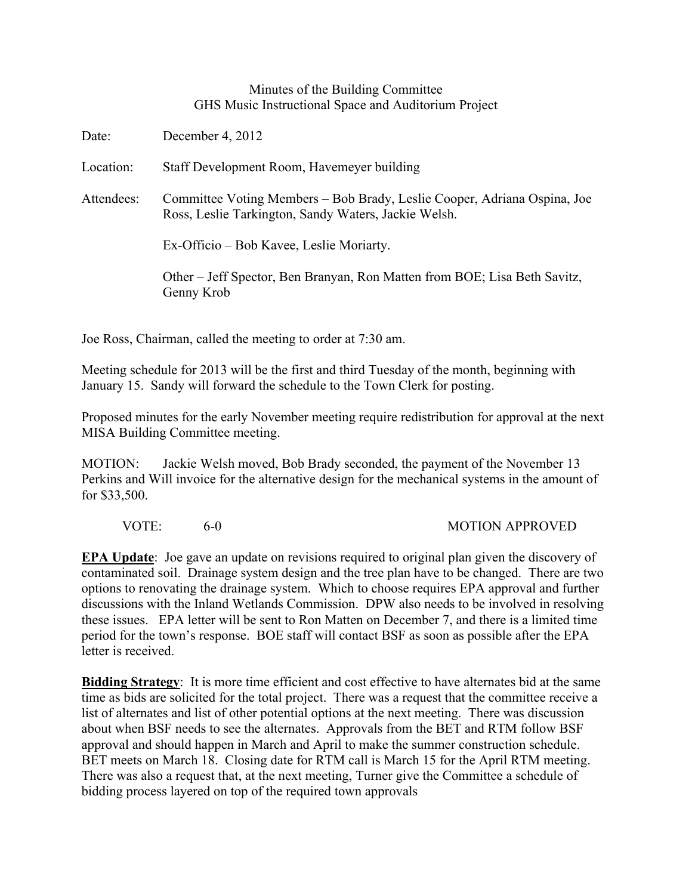Minutes of the Building Committee
GHS Music Instructional Space and Auditorium Project

Date: December 4, 2012

Location: Staff Development Room, Havemeyer building

Attendees: Committee Voting Members – Bob Brady, Leslie Cooper, Adriana Ospina, Joe Ross, Leslie Tarkington, Sandy Waters, Jackie Welsh.

Ex-Officio – Bob Kavee, Leslie Moriarty.

Other – Jeff Spector, Ben Branyan, Ron Matten from BOE; Lisa Beth Savitz, Genny Krob

Joe Ross, Chairman, called the meeting to order at 7:30 am.

Meeting schedule for 2013 will be the first and third Tuesday of the month, beginning with January 15. Sandy will forward the schedule to the Town Clerk for posting.

Proposed minutes for the early November meeting require redistribution for approval at the next MISA Building Committee meeting.

MOTION: Jackie Welsh moved, Bob Brady seconded, the payment of the November 13 Perkins and Will invoice for the alternative design for the mechanical systems in the amount of for $33,500.

VOTE: 6-0 MOTION APPROVED

**EPA Update**: Joe gave an update on revisions required to original plan given the discovery of contaminated soil. Drainage system design and the tree plan have to be changed. There are two options to renovating the drainage system. Which to choose requires EPA approval and further discussions with the Inland Wetlands Commission. DPW also needs to be involved in resolving these issues. EPA letter will be sent to Ron Matten on December 7, and there is a limited time period for the town's response. BOE staff will contact BSF as soon as possible after the EPA letter is received.

**Bidding Strategy**: It is more time efficient and cost effective to have alternates bid at the same time as bids are solicited for the total project. There was a request that the committee receive a list of alternates and list of other potential options at the next meeting. There was discussion about when BSF needs to see the alternates. Approvals from the BET and RTM follow BSF approval and should happen in March and April to make the summer construction schedule. BET meets on March 18. Closing date for RTM call is March 15 for the April RTM meeting. There was also a request that, at the next meeting, Turner give the Committee a schedule of bidding process layered on top of the required town approvals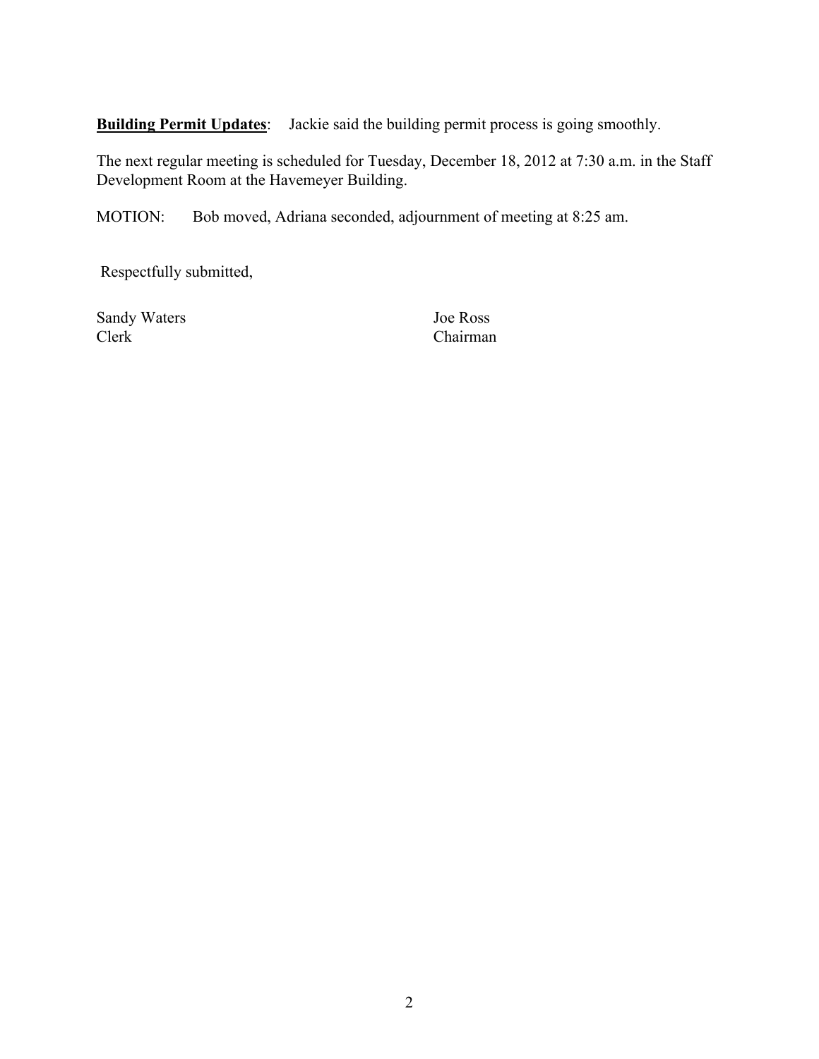**<u>Building Permit Updates</u>**: Jackie said the building permit process is going smoothly.

The next regular meeting is scheduled for Tuesday, December 18, 2012 at 7:30 a.m. in the Staff Development Room at the Havemeyer Building.

MOTION: Bob moved, Adriana seconded, adjournment of meeting at 8:25 am.

Respectfully submitted,

| | |
|---|---|
| Sandy Waters | Joe Ross |
| Clerk | Chairman |